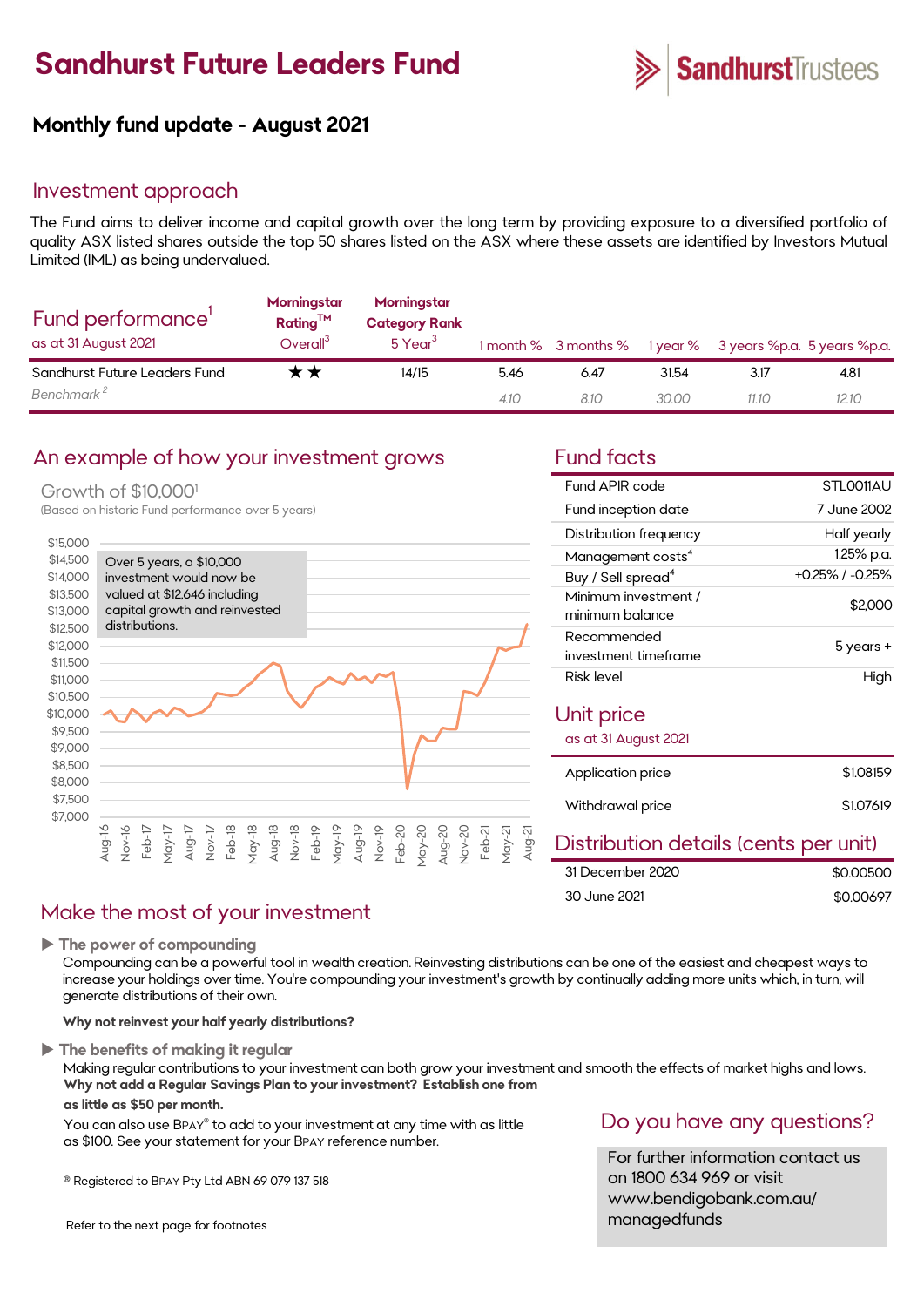# Sandhurst Future Leaders Fund

Sandhurst Trustees

## Monthly fund update - August 2021

## Investment approach

The Fund aims to deliver income and capital growth over the long term by providing exposure to a diversified portfolio of quality ASX listed shares outside the top 50 shares listed on the ASX where these assets are identified by Investors Mutual Limited (IML) as being undervalued.

## Fund performance[1]

as at 31 August 2021

| | Morningstar Rating™ Overall[3] | Morningstar Category Rank 5 Year[3] | 1 month % | 3 months % | 1 year % | 3 years %p.a. | 5 years %p.a. |
|---|---|---|---|---|---|---|---|
| Sandhurst Future Leaders Fund | ★★ | 14/15 | 5.46 | 6.47 | 31.54 | 3.17 | 4.81 |
| *Benchmark[2]* | | | *4.10* | *8.10* | *30.00* | *11.10* | *12.10* |

## An example of how your investment grows

Growth of $10,000[1]

(Based on historic Fund performance over 5 years)

Over 5 years, a $10,000 investment would now be valued at $12,646 including capital growth and reinvested distributions.

## Fund facts

| | |
|---|---|
| Fund APIR code | STL0011AU |
| Fund inception date | 7 June 2002 |
| Distribution frequency | Half yearly |
| Management costs[4] | 1.25% p.a. |
| Buy / Sell spread[4] | +0.25% / -0.25% |
| Minimum investment / minimum balance | $2,000 |
| Recommended investment timeframe | 5 years + |
| Risk level | High |

## Unit price

as at 31 August 2021

| | |
|---|---|
| Application price | $1.08159 |
| Withdrawal price | $1.07619 |

## Distribution details (cents per unit)

| | |
|---|---|
| 31 December 2020 | $0.00500 |
| 30 June 2021 | $0.00697 |

## Make the most of your investment

▶ **The power of compounding**

Compounding can be a powerful tool in wealth creation. Reinvesting distributions can be one of the easiest and cheapest ways to increase your holdings over time. You're compounding your investment's growth by continually adding more units which, in turn, will generate distributions of their own.

**Why not reinvest your half yearly distributions?**

▶ **The benefits of making it regular**

Making regular contributions to your investment can both grow your investment and smooth the effects of market highs and lows. **Why not add a Regular Savings Plan to your investment? Establish one from as little as $50 per month.**

You can also use BPAY® to add to your investment at any time with as little as $100. See your statement for your BPAY reference number.

® Registered to BPAY Pty Ltd ABN 69 079 137 518

Refer to the next page for footnotes

## Do you have any questions?

For further information contact us on 1800 634 969 or visit www.bendigobank.com.au/managedfunds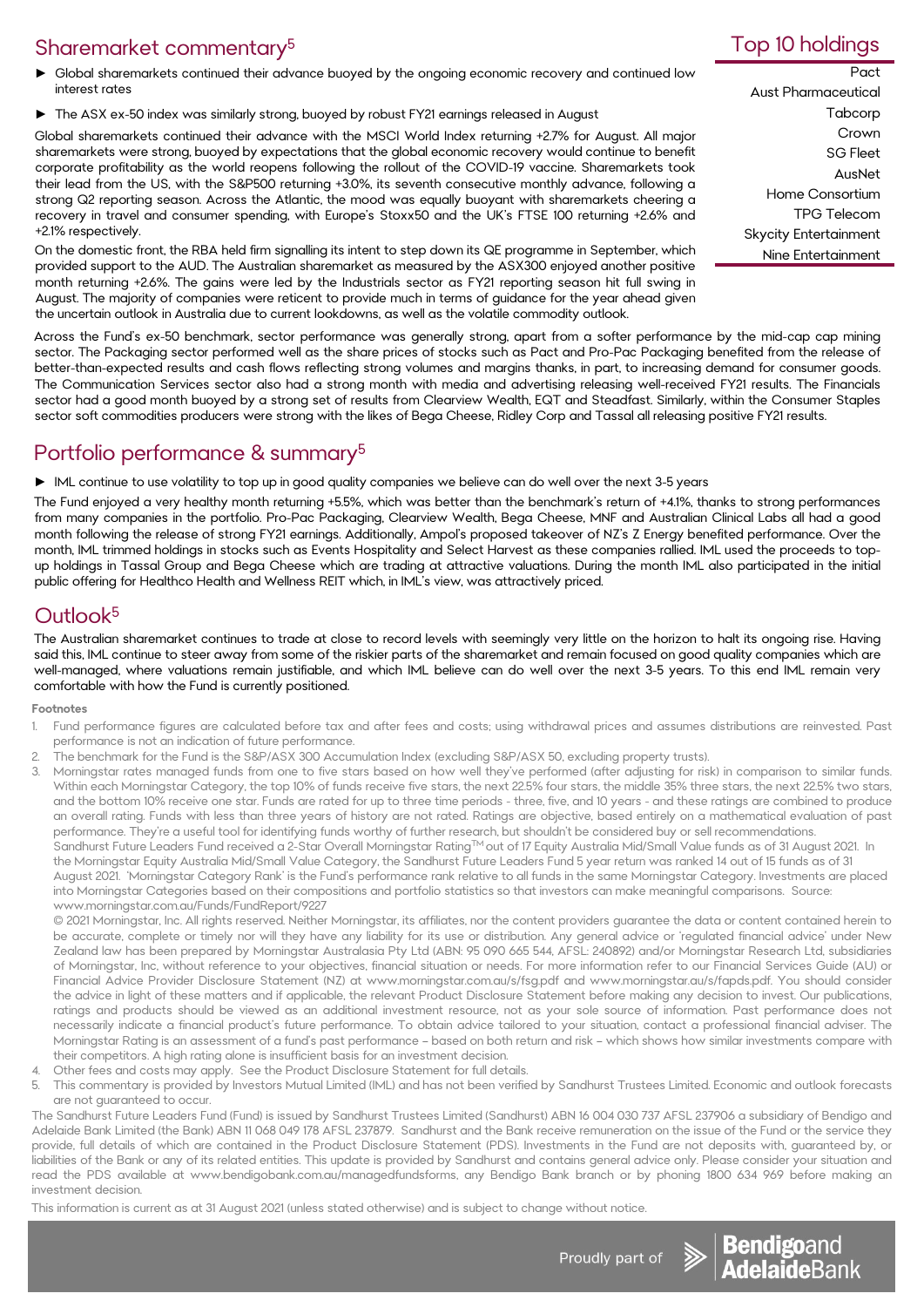## Sharemarket commentary[5]

- Global sharemarkets continued their advance buoyed by the ongoing economic recovery and continued low interest rates
- The ASX ex-50 index was similarly strong, buoyed by robust FY21 earnings released in August

Global sharemarkets continued their advance with the MSCI World Index returning +2.7% for August. All major sharemarkets were strong, buoyed by expectations that the global economic recovery would continue to benefit corporate profitability as the world reopens following the rollout of the COVID-19 vaccine. Sharemarkets took their lead from the US, with the S&P500 returning +3.0%, its seventh consecutive monthly advance, following a strong Q2 reporting season. Across the Atlantic, the mood was equally buoyant with sharemarkets cheering a recovery in travel and consumer spending, with Europe's Stoxx50 and the UK's FTSE 100 returning +2.6% and +2.1% respectively.

On the domestic front, the RBA held firm signalling its intent to step down its QE programme in September, which provided support to the AUD. The Australian sharemarket as measured by the ASX300 enjoyed another positive month returning +2.6%. The gains were led by the Industrials sector as FY21 reporting season hit full swing in August. The majority of companies were reticent to provide much in terms of guidance for the year ahead given the uncertain outlook in Australia due to current lookdowns, as well as the volatile commodity outlook.

## Top 10 holdings

| |
|---|
| Pact |
| Aust Pharmaceutical |
| Tabcorp |
| Crown |
| SG Fleet |
| AusNet |
| Home Consortium |
| TPG Telecom |
| Skycity Entertainment |
| Nine Entertainment |

Across the Fund's ex-50 benchmark, sector performance was generally strong, apart from a softer performance by the mid-cap cap mining sector. The Packaging sector performed well as the share prices of stocks such as Pact and Pro-Pac Packaging benefited from the release of better-than-expected results and cash flows reflecting strong volumes and margins thanks, in part, to increasing demand for consumer goods. The Communication Services sector also had a strong month with media and advertising releasing well-received FY21 results. The Financials sector had a good month buoyed by a strong set of results from Clearview Wealth, EQT and Steadfast. Similarly, within the Consumer Staples sector soft commodities producers were strong with the likes of Bega Cheese, Ridley Corp and Tassal all releasing positive FY21 results.

## Portfolio performance & summary[5]

- IML continue to use volatility to top up in good quality companies we believe can do well over the next 3-5 years

The Fund enjoyed a very healthy month returning +5.5%, which was better than the benchmark's return of +4.1%, thanks to strong performances from many companies in the portfolio. Pro-Pac Packaging, Clearview Wealth, Bega Cheese, MNF and Australian Clinical Labs all had a good month following the release of strong FY21 earnings. Additionally, Ampol's proposed takeover of NZ's Z Energy benefited performance. Over the month, IML trimmed holdings in stocks such as Events Hospitality and Select Harvest as these companies rallied. IML used the proceeds to top-up holdings in Tassal Group and Bega Cheese which are trading at attractive valuations. During the month IML also participated in the initial public offering for Healthco Health and Wellness REIT which, in IML's view, was attractively priced.

## Outlook[5]

The Australian sharemarket continues to trade at close to record levels with seemingly very little on the horizon to halt its ongoing rise. Having said this, IML continue to steer away from some of the riskier parts of the sharemarket and remain focused on good quality companies which are well-managed, where valuations remain justifiable, and which IML believe can do well over the next 3-5 years. To this end IML remain very comfortable with how the Fund is currently positioned.

#### Footnotes

1. Fund performance figures are calculated before tax and after fees and costs; using withdrawal prices and assumes distributions are reinvested. Past performance is not an indication of future performance.
2. The benchmark for the Fund is the S&P/ASX 300 Accumulation Index (excluding S&P/ASX 50, excluding property trusts).
3. Morningstar rates managed funds from one to five stars based on how well they've performed (after adjusting for risk) in comparison to similar funds. Within each Morningstar Category, the top 10% of funds receive five stars, the next 22.5% four stars, the middle 35% three stars, the next 22.5% two stars, and the bottom 10% receive one star. Funds are rated for up to three time periods - three, five, and 10 years - and these ratings are combined to produce an overall rating. Funds with less than three years of history are not rated. Ratings are objective, based entirely on a mathematical evaluation of past performance. They're a useful tool for identifying funds worthy of further research, but shouldn't be considered buy or sell recommendations.
   Sandhurst Future Leaders Fund received a 2-Star Overall Morningstar Rating™ out of 17 Equity Australia Mid/Small Value funds as of 31 August 2021. In the Morningstar Equity Australia Mid/Small Value Category, the Sandhurst Future Leaders Fund 5 year return was ranked 14 out of 15 funds as of 31 August 2021. 'Morningstar Category Rank' is the Fund's performance rank relative to all funds in the same Morningstar Category. Investments are placed into Morningstar Categories based on their compositions and portfolio statistics so that investors can make meaningful comparisons. Source: www.morningstar.com.au/Funds/FundReport/9227
   © 2021 Morningstar, Inc. All rights reserved. Neither Morningstar, its affiliates, nor the content providers guarantee the data or content contained herein to be accurate, complete or timely nor will they have any liability for its use or distribution. Any general advice or 'regulated financial advice' under New Zealand law has been prepared by Morningstar Australasia Pty Ltd (ABN: 95 090 665 544, AFSL: 240892) and/or Morningstar Research Ltd, subsidiaries of Morningstar, Inc, without reference to your objectives, financial situation or needs. For more information refer to our Financial Services Guide (AU) or Financial Advice Provider Disclosure Statement (NZ) at www.morningstar.com.au/s/fsg.pdf and www.morningstar.au/s/fapds.pdf. You should consider the advice in light of these matters and if applicable, the relevant Product Disclosure Statement before making any decision to invest. Our publications, ratings and products should be viewed as an additional investment resource, not as your sole source of information. Past performance does not necessarily indicate a financial product's future performance. To obtain advice tailored to your situation, contact a professional financial adviser. The Morningstar Rating is an assessment of a fund's past performance – based on both return and risk – which shows how similar investments compare with their competitors. A high rating alone is insufficient basis for an investment decision.
4. Other fees and costs may apply. See the Product Disclosure Statement for full details.
5. This commentary is provided by Investors Mutual Limited (IML) and has not been verified by Sandhurst Trustees Limited. Economic and outlook forecasts are not guaranteed to occur.

The Sandhurst Future Leaders Fund (Fund) is issued by Sandhurst Trustees Limited (Sandhurst) ABN 16 004 030 737 AFSL 237906 a subsidiary of Bendigo and Adelaide Bank Limited (the Bank) ABN 11 068 049 178 AFSL 237879. Sandhurst and the Bank receive remuneration on the issue of the Fund or the service they provide, full details of which are contained in the Product Disclosure Statement (PDS). Investments in the Fund are not deposits with, guaranteed by, or liabilities of the Bank or any of its related entities. This update is provided by Sandhurst and contains general advice only. Please consider your situation and read the PDS available at www.bendigobank.com.au/managedfundsforms, any Bendigo Bank branch or by phoning 1800 634 969 before making an investment decision.

This information is current as at 31 August 2021 (unless stated otherwise) and is subject to change without notice.

Proudly part of Bendigo and Adelaide Bank